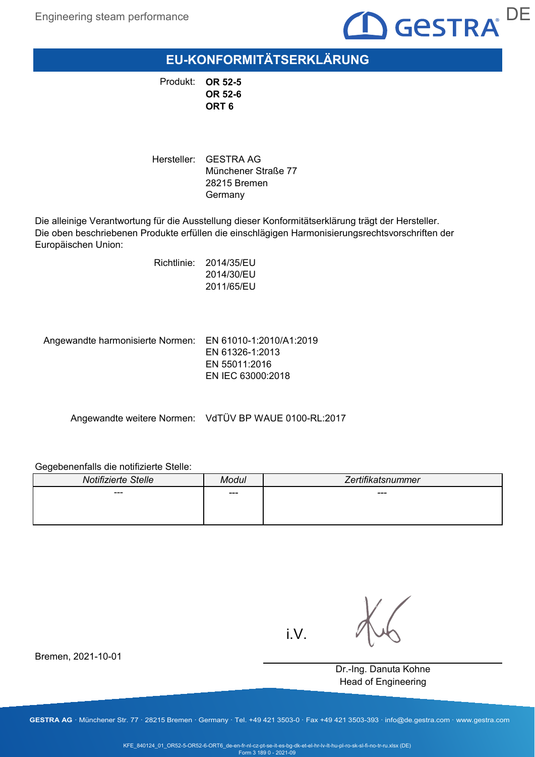# EU-KONFORMITÄTSERKLÄRUNG

Produkt: **OR 52-5**
**OR 52-6**
**ORT 6**

Hersteller: GESTRA AG
Münchener Straße 77
28215 Bremen
Germany

Die alleinige Verantwortung für die Ausstellung dieser Konformitätserklärung trägt der Hersteller.
Die oben beschriebenen Produkte erfüllen die einschlägigen Harmonisierungsrechtsvorschriften der Europäischen Union:

Richtlinie: 2014/35/EU
2014/30/EU
2011/65/EU

Angewandte harmonisierte Normen: EN 61010-1:2010/A1:2019
EN 61326-1:2013
EN 55011:2016
EN IEC 63000:2018

Angewandte weitere Normen: VdTÜV BP WAUE 0100-RL:2017

Gegebenenfalls die notifizierte Stelle:

| *Notifizierte Stelle* | *Modul* | *Zertifikatsnummer* |
| --- | --- | --- |
| --- | --- | --- |

Bremen, 2021-10-01

i.V.

Dr.-Ing. Danuta Kohne
Head of Engineering

**GESTRA AG** · Münchener Str. 77 · 28215 Bremen · Germany · Tel. +49 421 3503-0 · Fax +49 421 3503-393 · info@de.gestra.com · www.gestra.com

KFE_840124_01_OR52-5-OR52-6-ORT6_de-en-fr-nl-cz-pt-se-it-es-bg-dk-et-el-hr-lv-lt-hu-pl-ro-sk-sl-fi-no-tr-ru.xlsx (DE)
Form 3 189 0 - 2021-09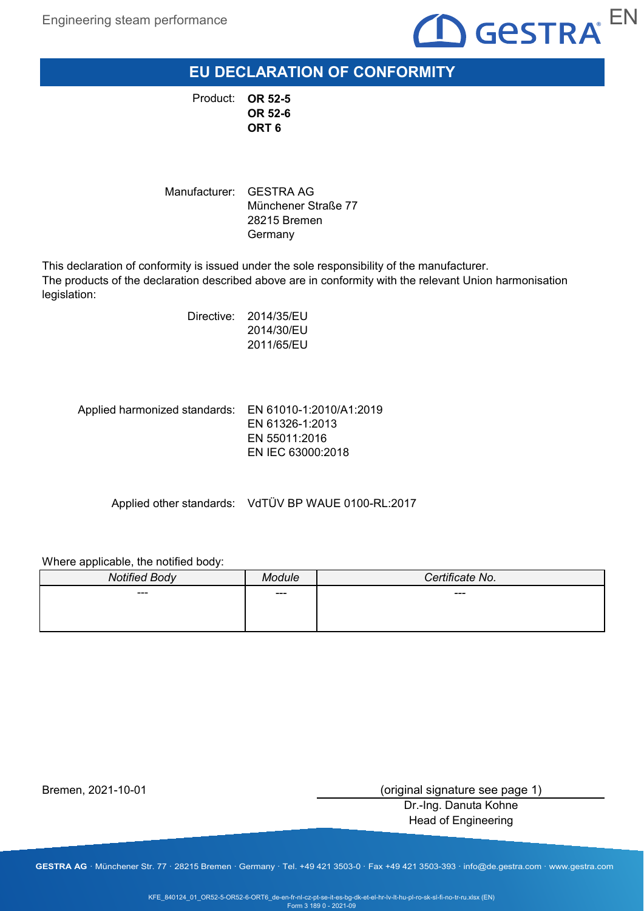# EU DECLARATION OF CONFORMITY

Product: **OR 52-5**
**OR 52-6**
**ORT 6**

Manufacturer: GESTRA AG
Münchener Straße 77
28215 Bremen
Germany

This declaration of conformity is issued under the sole responsibility of the manufacturer.
The products of the declaration described above are in conformity with the relevant Union harmonisation legislation:

Directive: 2014/35/EU
2014/30/EU
2011/65/EU

Applied harmonized standards: EN 61010-1:2010/A1:2019
EN 61326-1:2013
EN 55011:2016
EN IEC 63000:2018

Applied other standards: VdTÜV BP WAUE 0100-RL:2017

Where applicable, the notified body:

| *Notified Body* | *Module* | *Certificate No.* |
|---|---|---|
| --- | --- | --- |

Bremen, 2021-10-01

(original signature see page 1)
Dr.-Ing. Danuta Kohne
Head of Engineering

**GESTRA AG** · Münchener Str. 77 · 28215 Bremen · Germany · Tel. +49 421 3503-0 · Fax +49 421 3503-393 · info@de.gestra.com · www.gestra.com

KFE_840124_01_OR52-5-OR52-6-ORT6_de-en-fr-nl-cz-pt-se-it-es-bg-dk-et-el-hr-lv-lt-hu-pl-ro-sk-sl-fi-no-tr-ru.xlsx (EN)
Form 3 189 0 - 2021-09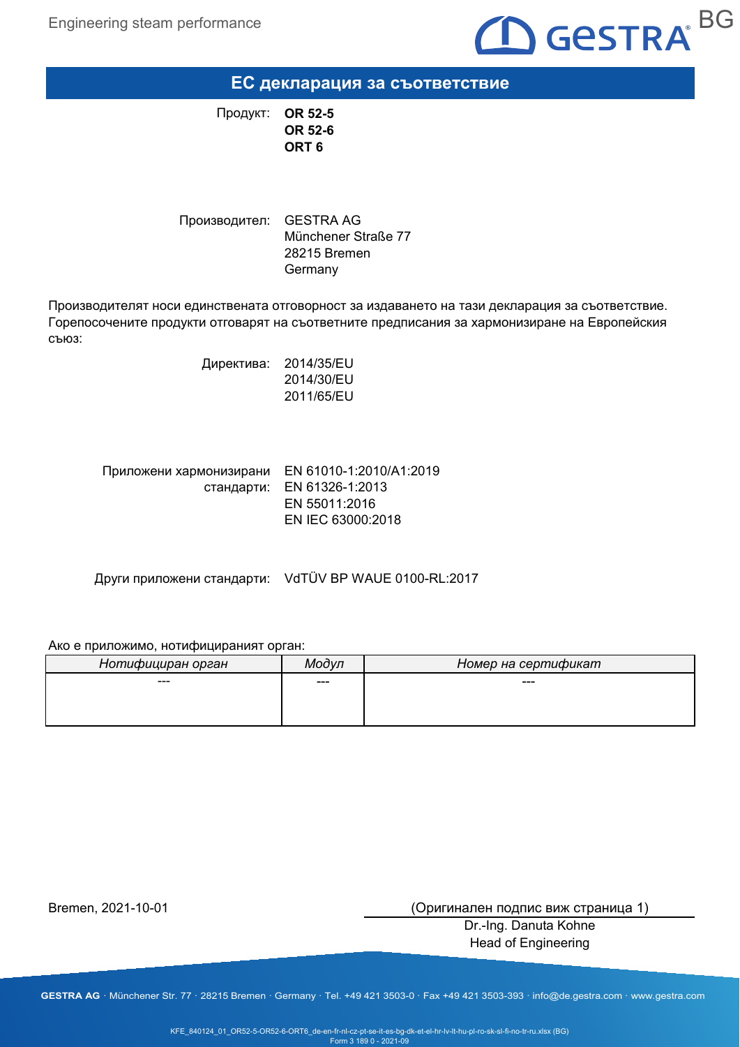# ЕС декларация за съответствие

Продукт: **OR 52-5**
**OR 52-6**
**ORT 6**

Производител: GESTRA AG
Münchener Straße 77
28215 Bremen
Germany

Производителят носи единствената отговорност за издаването на тази декларация за съответствие. Горепосочените продукти отговарят на съответните предписания за хармонизиране на Европейския съюз:

Директива: 2014/35/EU
2014/30/EU
2011/65/EU

Приложени хармонизирани стандарти: EN 61010-1:2010/A1:2019
EN 61326-1:2013
EN 55011:2016
EN IEC 63000:2018

Други приложени стандарти: VdTÜV BP WAUE 0100-RL:2017

Ако е приложимо, нотифицираният орган:

| *Нотифициран орган* | *Модул* | *Номер на сертификат* |
|---|---|---|
| --- | --- | --- |

Bremen, 2021-10-01

(Оригинален подпис виж страница 1)
Dr.-Ing. Danuta Kohne
Head of Engineering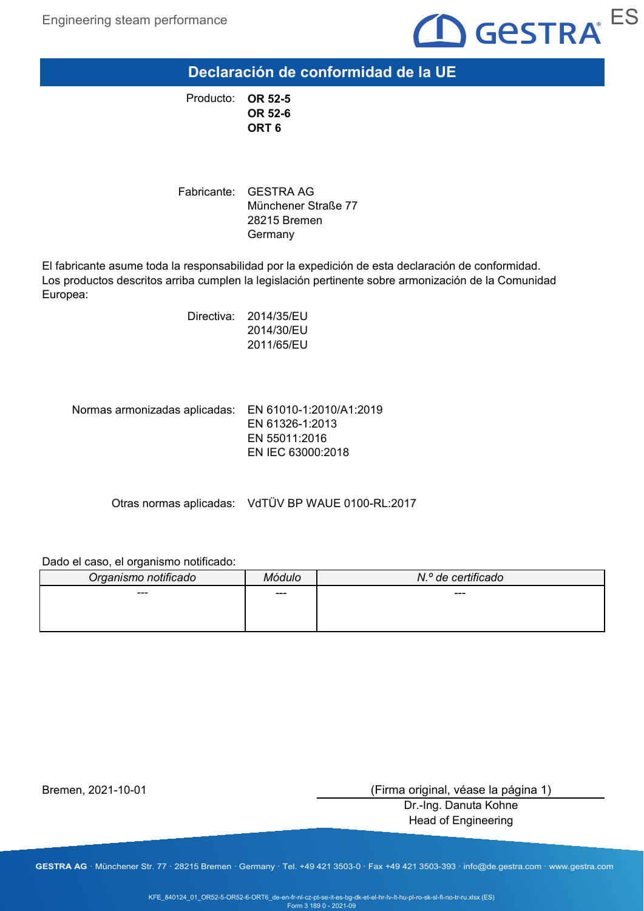# Declaración de conformidad de la UE

Producto: **OR 52-5**
**OR 52-6**
**ORT 6**

Fabricante: GESTRA AG
Münchener Straße 77
28215 Bremen
Germany

El fabricante asume toda la responsabilidad por la expedición de esta declaración de conformidad. Los productos descritos arriba cumplen la legislación pertinente sobre armonización de la Comunidad Europea:

Directiva: 2014/35/EU
2014/30/EU
2011/65/EU

Normas armonizadas aplicadas: EN 61010-1:2010/A1:2019
EN 61326-1:2013
EN 55011:2016
EN IEC 63000:2018

Otras normas aplicadas: VdTÜV BP WAUE 0100-RL:2017

Dado el caso, el organismo notificado:

| *Organismo notificado* | *Módulo* | *N.º de certificado* |
|---|---|---|
| --- | --- | --- |

Bremen, 2021-10-01

(Firma original, véase la página 1)
Dr.-Ing. Danuta Kohne
Head of Engineering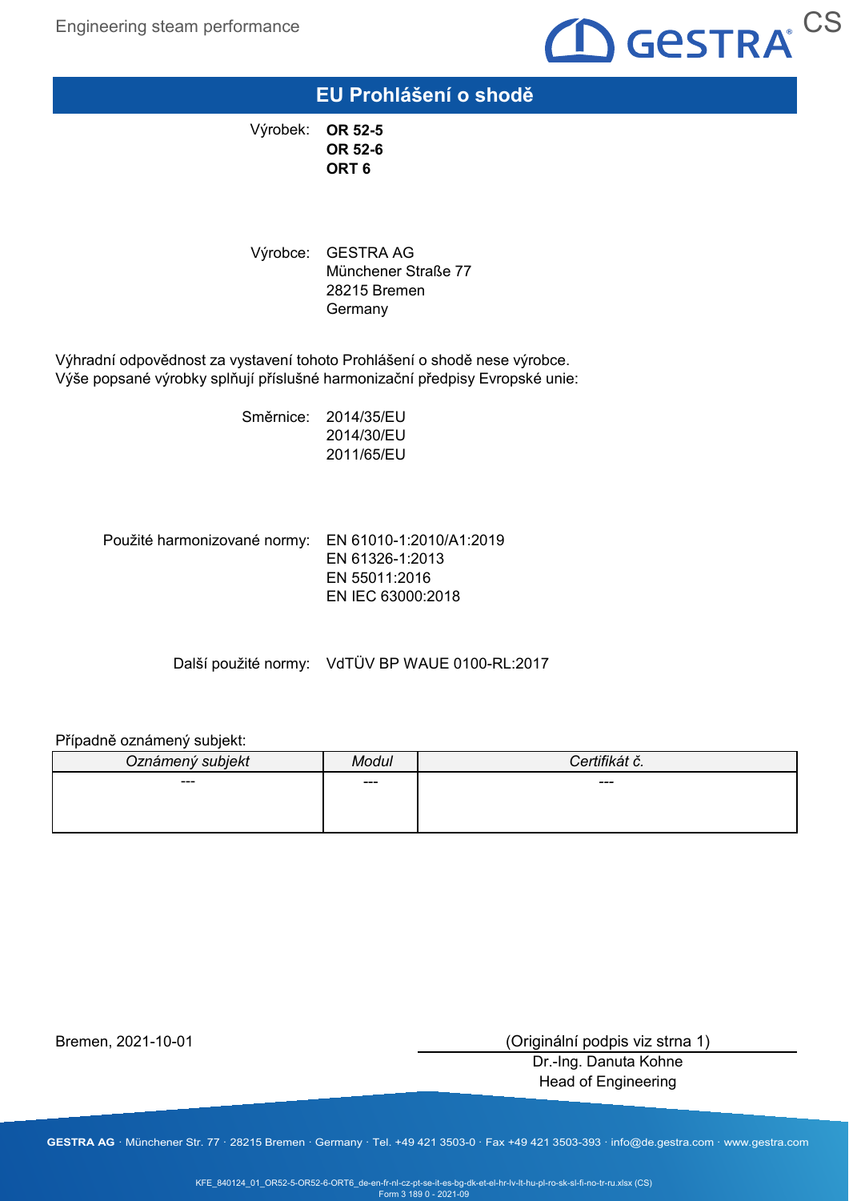# EU Prohlášení o shodě

Výrobek: **OR 52-5**
**OR 52-6**
**ORT 6**

Výrobce: GESTRA AG
Münchener Straße 77
28215 Bremen
Germany

Výhradní odpovědnost za vystavení tohoto Prohlášení o shodě nese výrobce.
Výše popsané výrobky splňují příslušné harmonizační předpisy Evropské unie:

Směrnice: 2014/35/EU
2014/30/EU
2011/65/EU

Použité harmonizované normy: EN 61010-1:2010/A1:2019
EN 61326-1:2013
EN 55011:2016
EN IEC 63000:2018

Další použité normy: VdTÜV BP WAUE 0100-RL:2017

Případně oznámený subjekt:

| *Oznámený subjekt* | *Modul* | *Certifikát č.* |
|---|---|---|
| --- | --- | --- |

Bremen, 2021-10-01

(Originální podpis viz strna 1)
Dr.-Ing. Danuta Kohne
Head of Engineering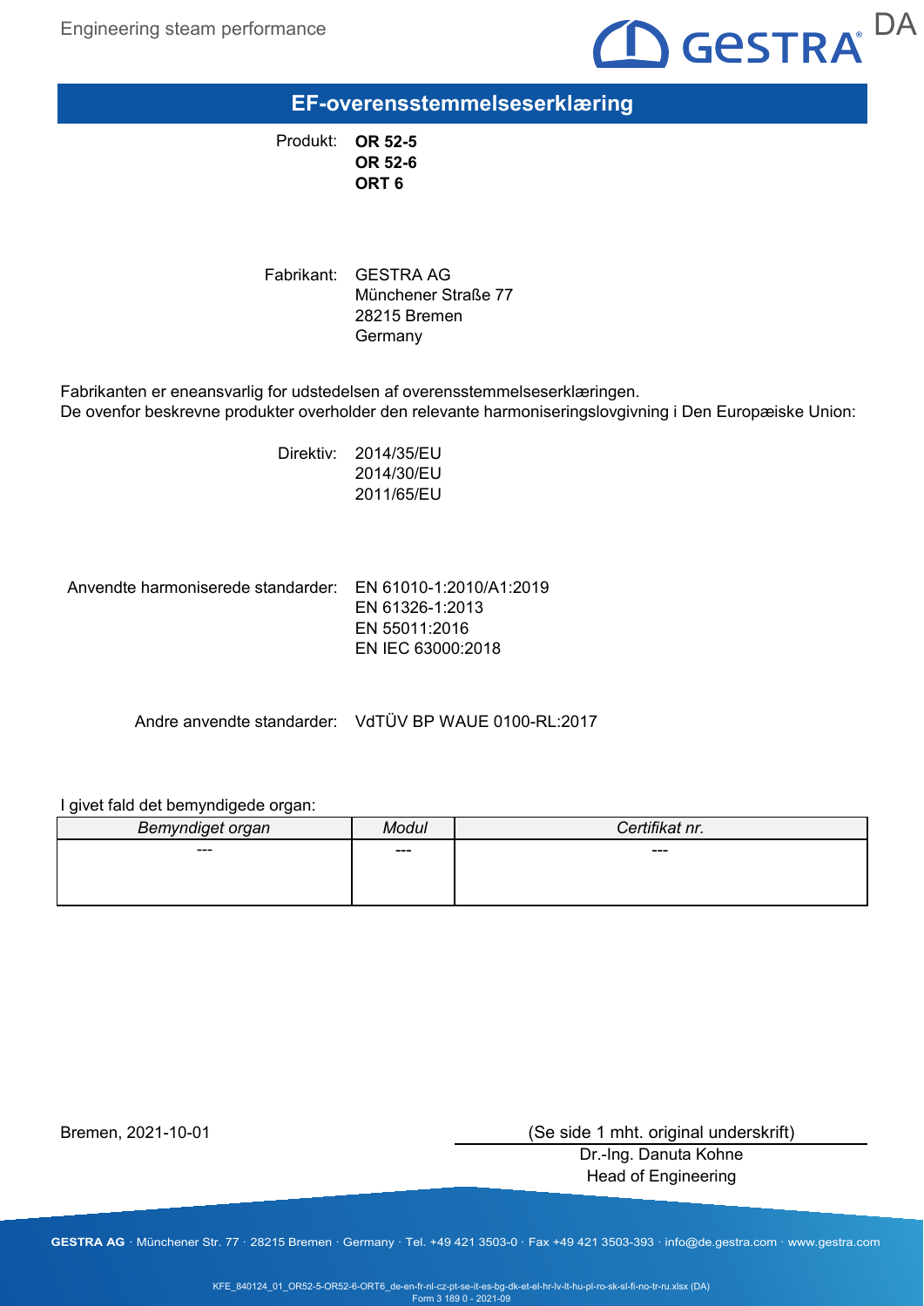# EF-overensstemmelseserklæring

Produkt: **OR 52-5**
**OR 52-6**
**ORT 6**

Fabrikant: GESTRA AG
Münchener Straße 77
28215 Bremen
Germany

Fabrikanten er eneansvarlig for udstedelsen af overensstemmelseserklæringen.
De ovenfor beskrevne produkter overholder den relevante harmoniseringslovgivning i Den Europæiske Union:

Direktiv: 2014/35/EU
2014/30/EU
2011/65/EU

Anvendte harmoniserede standarder: EN 61010-1:2010/A1:2019
EN 61326-1:2013
EN 55011:2016
EN IEC 63000:2018

Andre anvendte standarder: VdTÜV BP WAUE 0100-RL:2017

I givet fald det bemyndigede organ:

| *Bemyndiget organ* | *Modul* | *Certifikat nr.* |
|---|---|---|
| --- | --- | --- |

Bremen, 2021-10-01

(Se side 1 mht. original underskrift)
Dr.-Ing. Danuta Kohne
Head of Engineering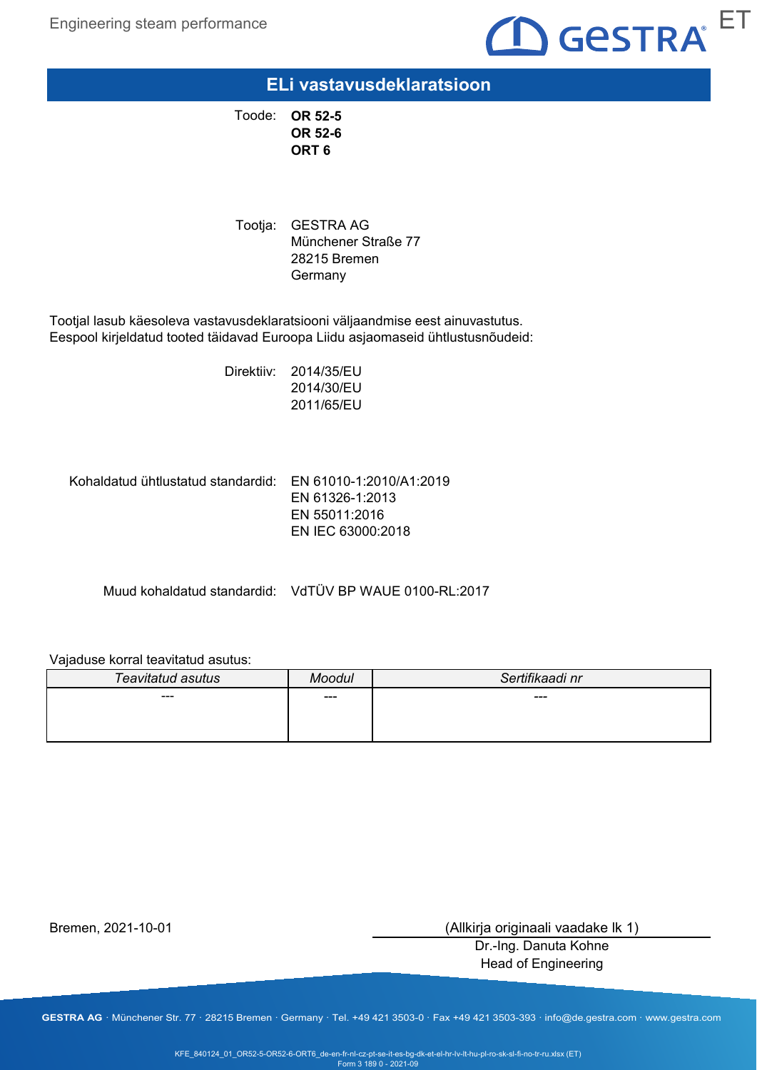# ELi vastavusdeklaratsioon

Toode: **OR 52-5**
**OR 52-6**
**ORT 6**

Tootja: GESTRA AG
Münchener Straße 77
28215 Bremen
Germany

Tootjal lasub käesoleva vastavusdeklaratsiooni väljaandmise eest ainuvastutus.
Eespool kirjeldatud tooted täidavad Euroopa Liidu asjaomaseid ühtlustusnõudeid:

Direktiiv: 2014/35/EU
2014/30/EU
2011/65/EU

Kohaldatud ühtlustatud standardid: EN 61010-1:2010/A1:2019
EN 61326-1:2013
EN 55011:2016
EN IEC 63000:2018

Muud kohaldatud standardid: VdTÜV BP WAUE 0100-RL:2017

Vajaduse korral teavitatud asutus:

| *Teavitatud asutus* | *Moodul* | *Sertifikaadi nr* |
|---|---|---|
| --- | --- | --- |

Bremen, 2021-10-01

(Allkirja originaali vaadake lk 1)
Dr.-Ing. Danuta Kohne
Head of Engineering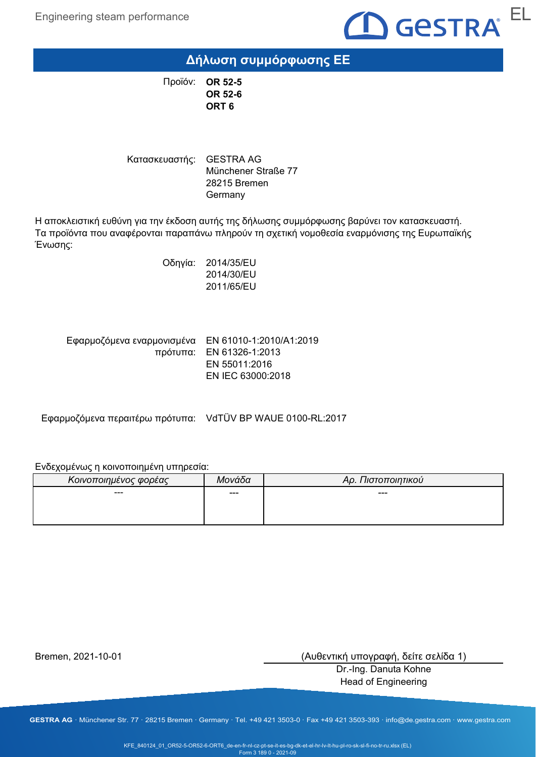# Δήλωση συμμόρφωσης ΕΕ

Προϊόν: **OR 52-5**
**OR 52-6**
**ORT 6**

Κατασκευαστής: GESTRA AG
Münchener Straße 77
28215 Bremen
Germany

Η αποκλειστική ευθύνη για την έκδοση αυτής της δήλωσης συμμόρφωσης βαρύνει τον κατασκευαστή.
Τα προϊόντα που αναφέρονται παραπάνω πληρούν τη σχετική νομοθεσία εναρμόνισης της Ευρωπαϊκής Ένωσης:

Οδηγία: 2014/35/EU
2014/30/EU
2011/65/EU

Εφαρμοζόμενα εναρμονισμένα πρότυπα: EN 61010-1:2010/A1:2019
EN 61326-1:2013
EN 55011:2016
EN IEC 63000:2018

Εφαρμοζόμενα περαιτέρω πρότυπα: VdTÜV BP WAUE 0100-RL:2017

Ενδεχομένως η κοινοποιημένη υπηρεσία:

| *Κοινοποιημένος φορέας* | *Μονάδα* | *Αρ. Πιστοποιητικού* |
|---|---|---|
| --- | --- | --- |

Bremen, 2021-10-01

(Αυθεντική υπογραφή, δείτε σελίδα 1)
Dr.-Ing. Danuta Kohne
Head of Engineering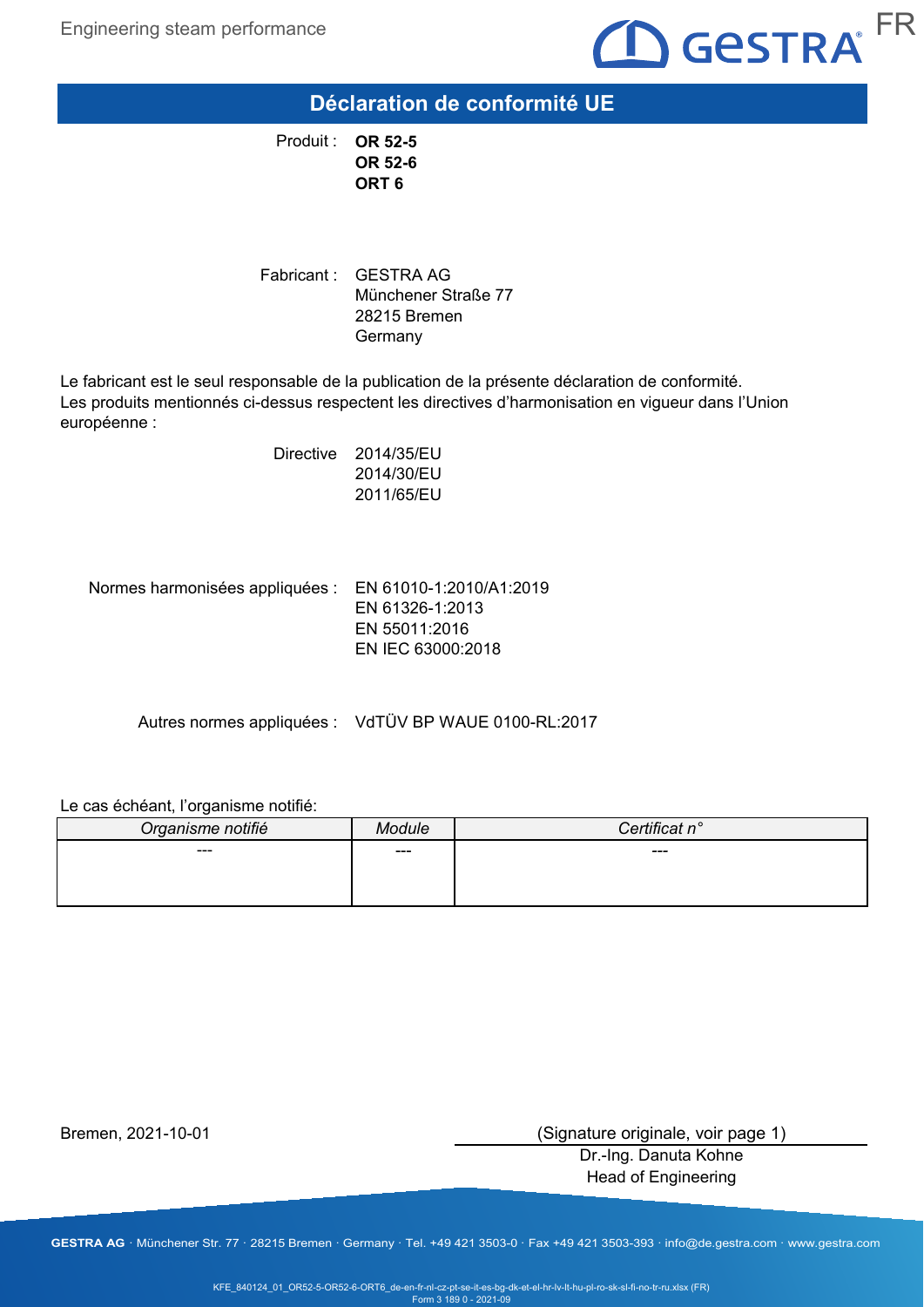# Déclaration de conformité UE

Produit : **OR 52-5**
**OR 52-6**
**ORT 6**

Fabricant : GESTRA AG
Münchener Straße 77
28215 Bremen
Germany

Le fabricant est le seul responsable de la publication de la présente déclaration de conformité.
Les produits mentionnés ci-dessus respectent les directives d'harmonisation en vigueur dans l'Union européenne :

Directive 2014/35/EU
2014/30/EU
2011/65/EU

Normes harmonisées appliquées : EN 61010-1:2010/A1:2019
EN 61326-1:2013
EN 55011:2016
EN IEC 63000:2018

Autres normes appliquées : VdTÜV BP WAUE 0100-RL:2017

Le cas échéant, l'organisme notifié:

| *Organisme notifié* | *Module* | *Certificat n°* |
|---|---|---|
| --- | --- | --- |

Bremen, 2021-10-01

(Signature originale, voir page 1)
Dr.-Ing. Danuta Kohne
Head of Engineering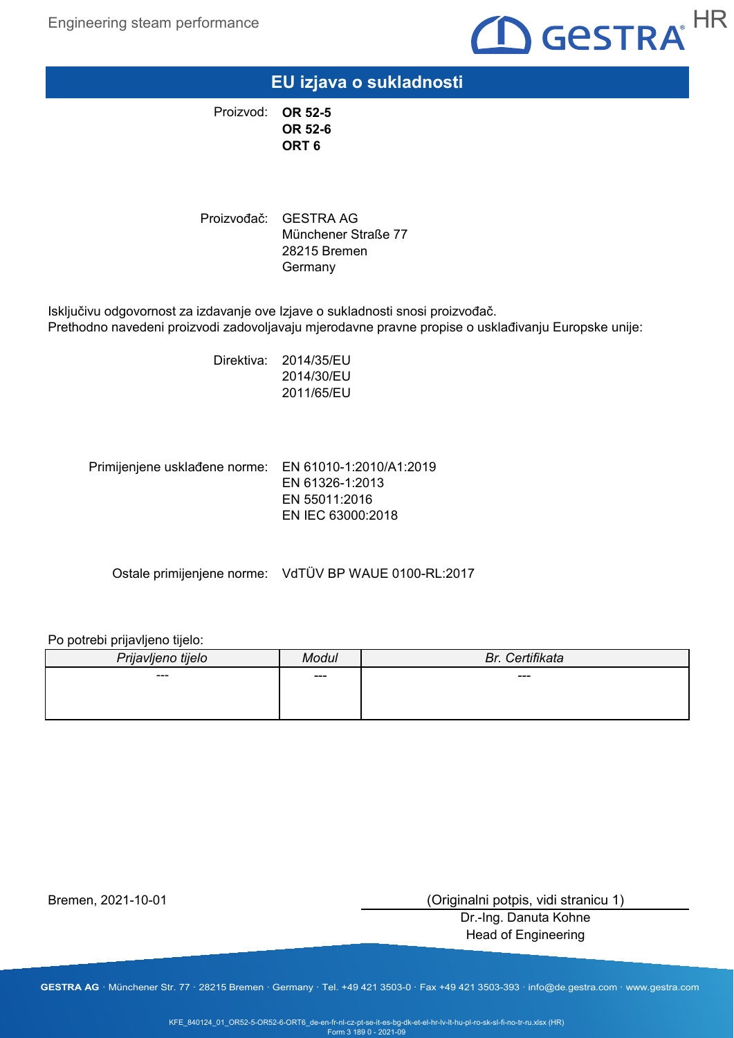# EU izjava o sukladnosti

Proizvod: **OR 52-5**
**OR 52-6**
**ORT 6**

Proizvođač: GESTRA AG
Münchener Straße 77
28215 Bremen
Germany

Isključivu odgovornost za izdavanje ove Izjave o sukladnosti snosi proizvođač.
Prethodno navedeni proizvodi zadovoljavaju mjerodavne pravne propise o usklađivanju Europske unije:

Direktiva: 2014/35/EU
2014/30/EU
2011/65/EU

Primijenjene usklađene norme: EN 61010-1:2010/A1:2019
EN 61326-1:2013
EN 55011:2016
EN IEC 63000:2018

Ostale primijenjene norme: VdTÜV BP WAUE 0100-RL:2017

Po potrebi prijavljeno tijelo:

| *Prijavljeno tijelo* | *Modul* | *Br. Certifikata* |
|---|---|---|
| --- | --- | --- |

Bremen, 2021-10-01

(Originalni potpis, vidi stranicu 1)
Dr.-Ing. Danuta Kohne
Head of Engineering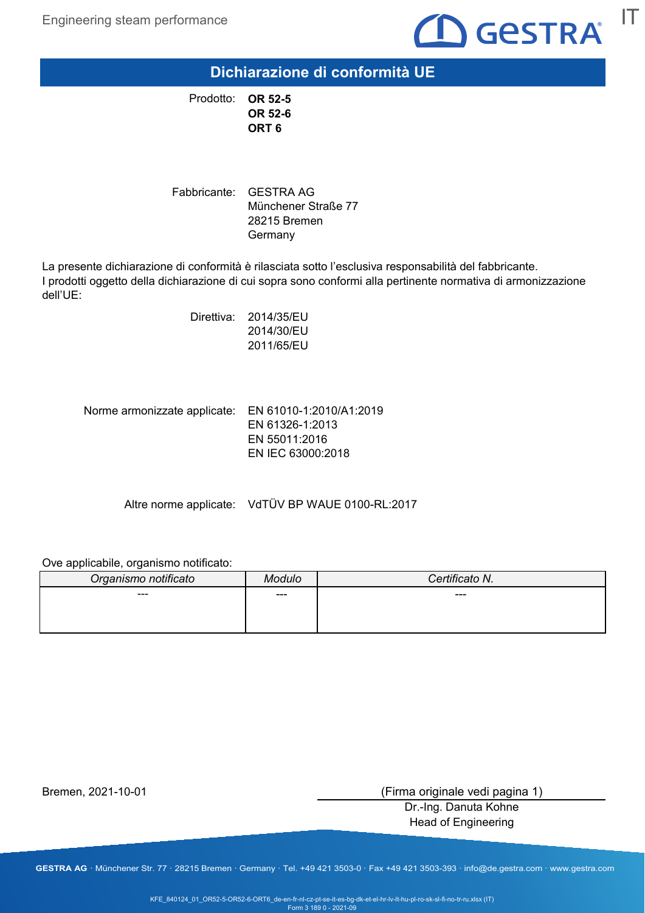# Dichiarazione di conformità UE

Prodotto: **OR 52-5**
**OR 52-6**
**ORT 6**

Fabbricante: GESTRA AG
Münchener Straße 77
28215 Bremen
Germany

La presente dichiarazione di conformità è rilasciata sotto l'esclusiva responsabilità del fabbricante.
I prodotti oggetto della dichiarazione di cui sopra sono conformi alla pertinente normativa di armonizzazione dell'UE:

Direttiva: 2014/35/EU
2014/30/EU
2011/65/EU

Norme armonizzate applicate: EN 61010-1:2010/A1:2019
EN 61326-1:2013
EN 55011:2016
EN IEC 63000:2018

Altre norme applicate: VdTÜV BP WAUE 0100-RL:2017

Ove applicabile, organismo notificato:

| *Organismo notificato* | *Modulo* | *Certificato N.* |
| --- | --- | --- |
| --- | --- | --- |

Bremen, 2021-10-01

(Firma originale vedi pagina 1)
Dr.-Ing. Danuta Kohne
Head of Engineering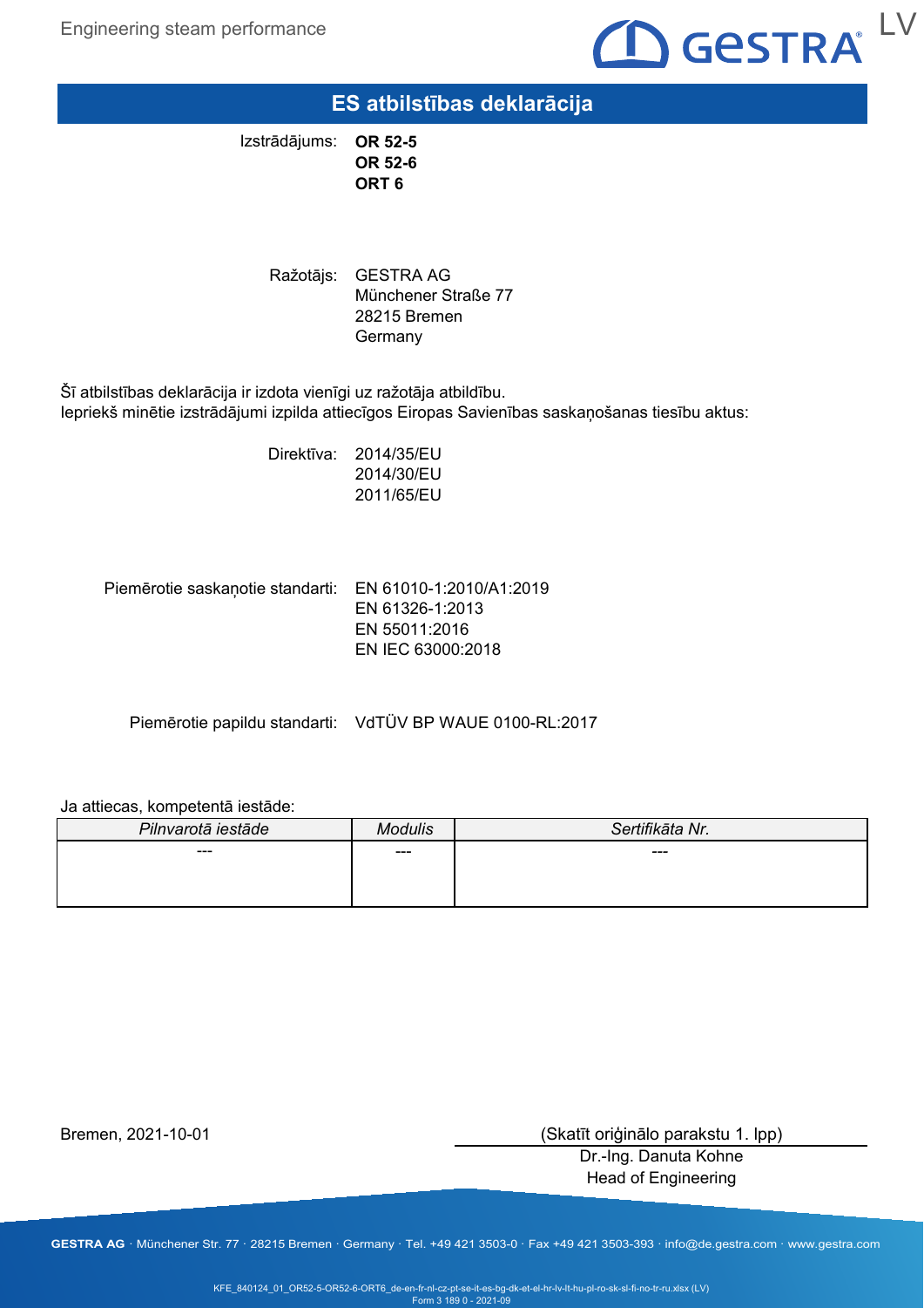# ES atbilstības deklarācija

Izstrādājums: **OR 52-5**
**OR 52-6**
**ORT 6**

Ražotājs: GESTRA AG
Münchener Straße 77
28215 Bremen
Germany

Šī atbilstības deklarācija ir izdota vienīgi uz ražotāja atbildību.
Iepriekš minētie izstrādājumi izpilda attiecīgos Eiropas Savienības saskaņošanas tiesību aktus:

Direktīva: 2014/35/EU
2014/30/EU
2011/65/EU

Piemērotie saskaņotie standarti: EN 61010-1:2010/A1:2019
EN 61326-1:2013
EN 55011:2016
EN IEC 63000:2018

Piemērotie papildu standarti: VdTÜV BP WAUE 0100-RL:2017

Ja attiecas, kompetentā iestāde:

| *Pilnvarotā iestāde* | *Modulis* | *Sertifikāta Nr.* |
|---|---|---|
| --- | --- | --- |

Bremen, 2021-10-01

(Skatīt oriģinālo parakstu 1. lpp)
Dr.-Ing. Danuta Kohne
Head of Engineering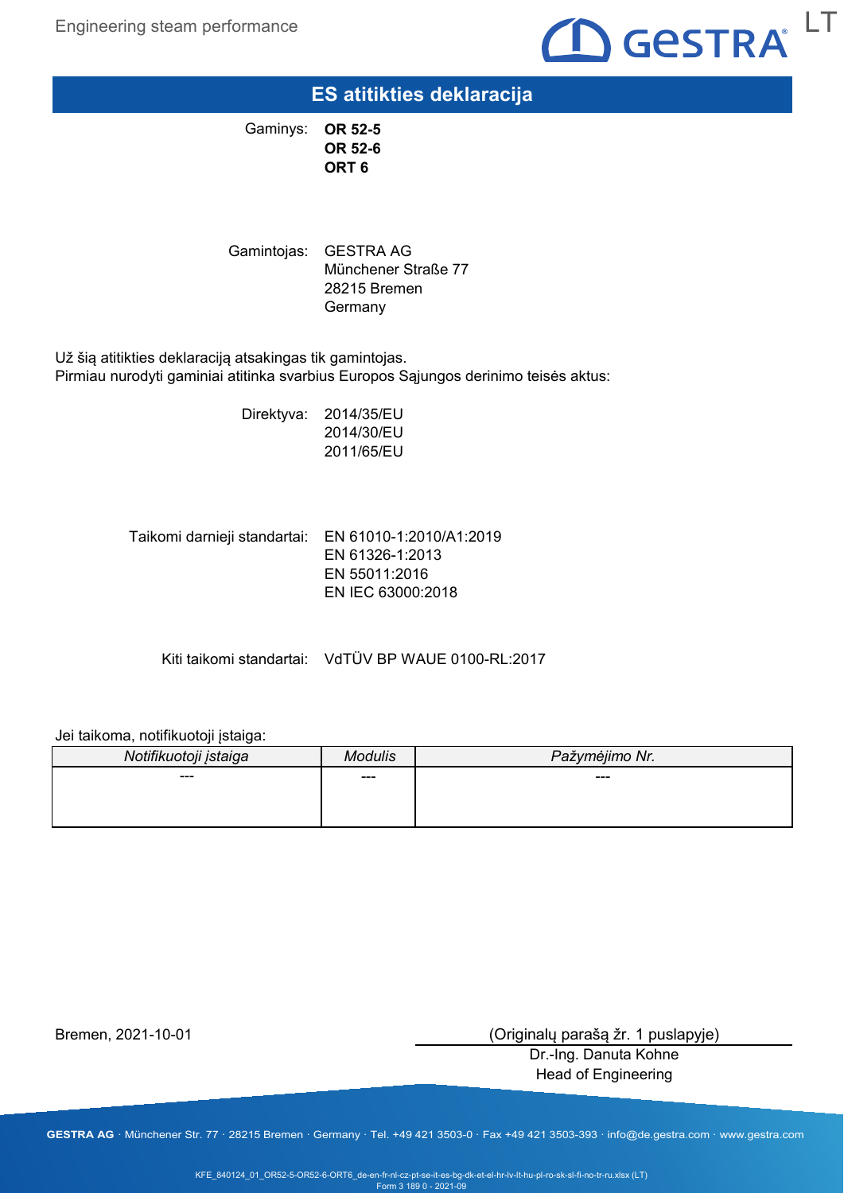# ES atitikties deklaracija

Gaminys: **OR 52-5**
**OR 52-6**
**ORT 6**

Gamintojas: GESTRA AG
Münchener Straße 77
28215 Bremen
Germany

Už šią atitikties deklaraciją atsakingas tik gamintojas.
Pirmiau nurodyti gaminiai atitinka svarbius Europos Sąjungos derinimo teisės aktus:

Direktyva: 2014/35/EU
2014/30/EU
2011/65/EU

Taikomi darnieji standartai: EN 61010-1:2010/A1:2019
EN 61326-1:2013
EN 55011:2016
EN IEC 63000:2018

Kiti taikomi standartai: VdTÜV BP WAUE 0100-RL:2017

Jei taikoma, notifikuotoji įstaiga:

| *Notifikuotoji įstaiga* | *Modulis* | *Pažymėjimo Nr.* |
|---|---|---|
| --- | --- | --- |

Bremen, 2021-10-01

(Originalų parašą žr. 1 puslapyje)
Dr.-Ing. Danuta Kohne
Head of Engineering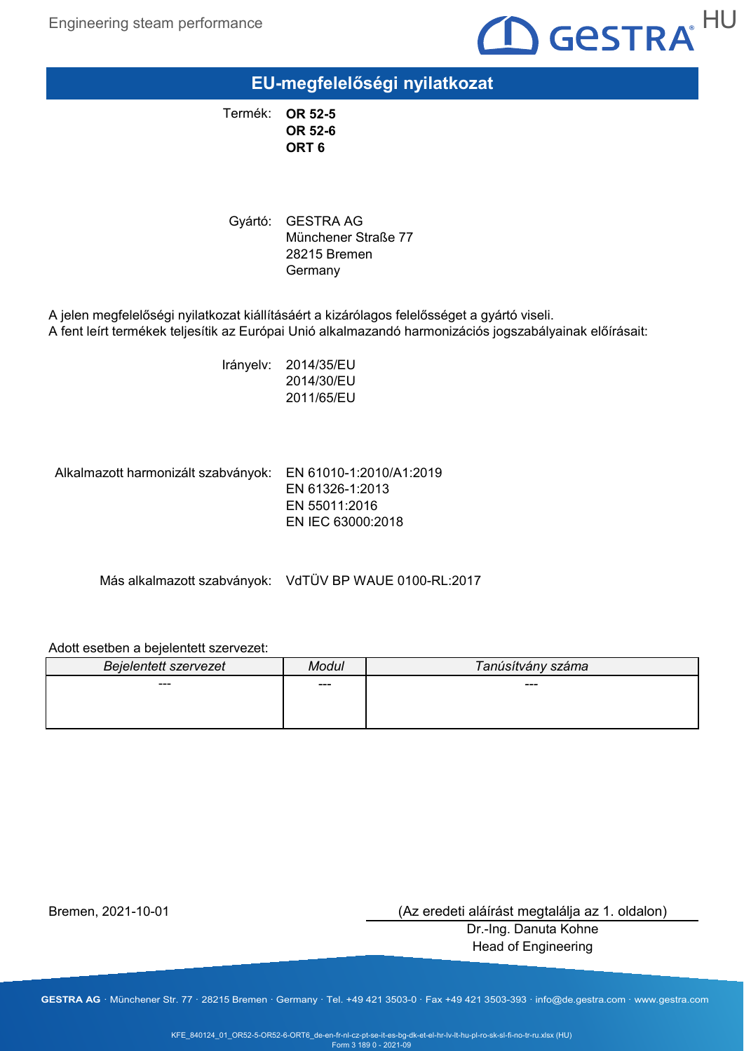# EU-megfelelőségi nyilatkozat

Termék: **OR 52-5**
**OR 52-6**
**ORT 6**

Gyártó: GESTRA AG
Münchener Straße 77
28215 Bremen
Germany

A jelen megfelelőségi nyilatkozat kiállításáért a kizárólagos felelősséget a gyártó viseli.
A fent leírt termékek teljesítik az Európai Unió alkalmazandó harmonizációs jogszabályainak előírásait:

Irányelv: 2014/35/EU
2014/30/EU
2011/65/EU

Alkalmazott harmonizált szabványok: EN 61010-1:2010/A1:2019
EN 61326-1:2013
EN 55011:2016
EN IEC 63000:2018

Más alkalmazott szabványok: VdTÜV BP WAUE 0100-RL:2017

Adott esetben a bejelentett szervezet:

| *Bejelentett szervezet* | *Modul* | *Tanúsítvány száma* |
|---|---|---|
| --- | --- | --- |

Bremen, 2021-10-01

(Az eredeti aláírást megtalálja az 1. oldalon)
Dr.-Ing. Danuta Kohne
Head of Engineering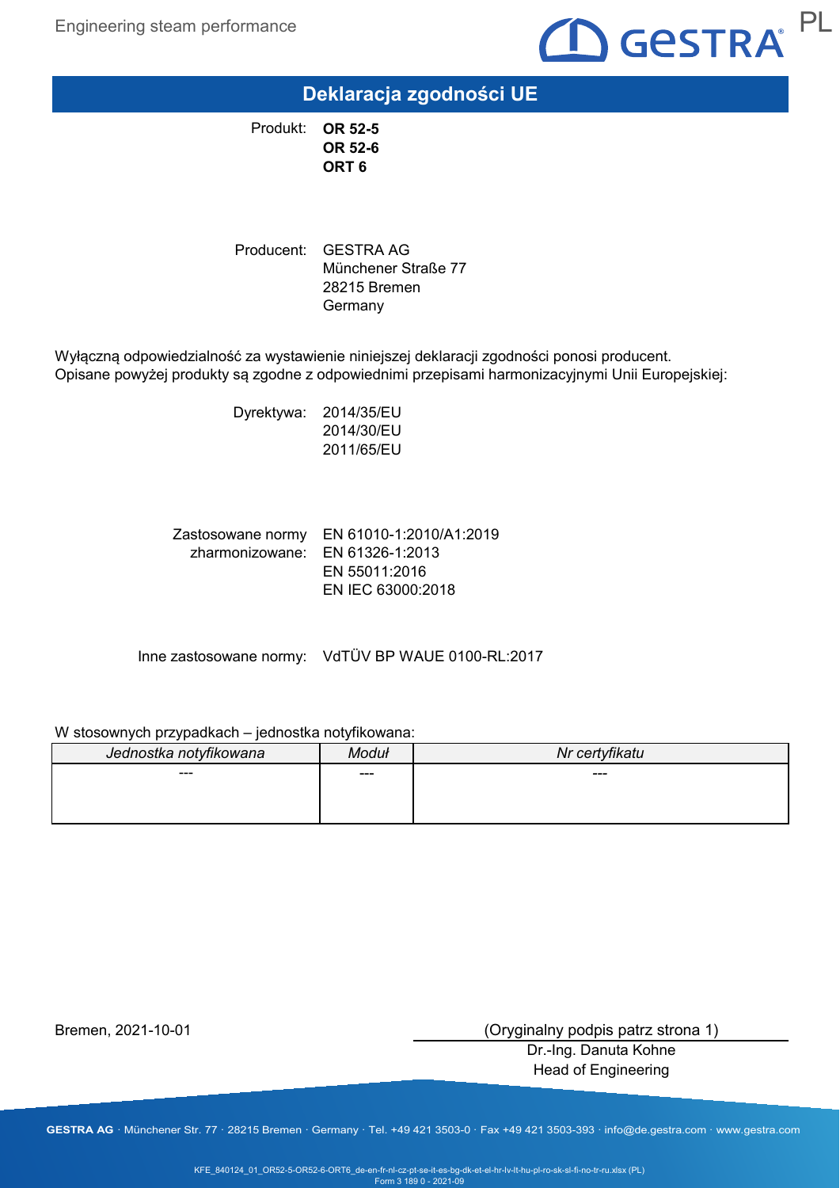# Deklaracja zgodności UE

Produkt: **OR 52-5**
**OR 52-6**
**ORT 6**

Producent: GESTRA AG
Münchener Straße 77
28215 Bremen
Germany

Wyłączną odpowiedzialność za wystawienie niniejszej deklaracji zgodności ponosi producent.
Opisane powyżej produkty są zgodne z odpowiednimi przepisami harmonizacyjnymi Unii Europejskiej:

Dyrektywa: 2014/35/EU
2014/30/EU
2011/65/EU

Zastosowane normy zharmonizowane: EN 61010-1:2010/A1:2019
EN 61326-1:2013
EN 55011:2016
EN IEC 63000:2018

Inne zastosowane normy: VdTÜV BP WAUE 0100-RL:2017

W stosownych przypadkach – jednostka notyfikowana:

| *Jednostka notyfikowana* | *Moduł* | *Nr certyfikatu* |
|---|---|---|
| --- | --- | --- |

Bremen, 2021-10-01

(Oryginalny podpis patrz strona 1)
Dr.-Ing. Danuta Kohne
Head of Engineering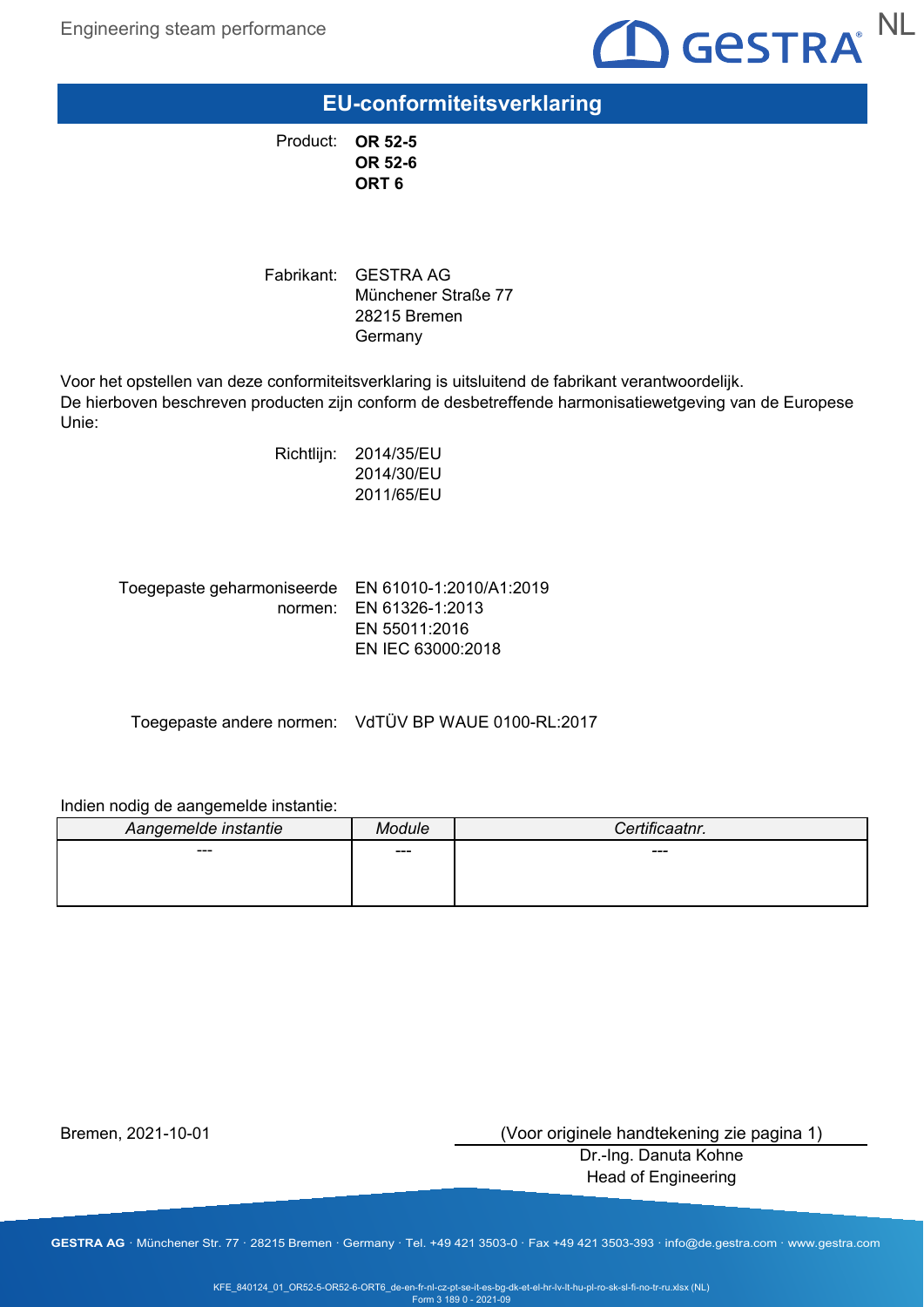# EU-conformiteitsverklaring

Product: **OR 52-5**
**OR 52-6**
**ORT 6**

Fabrikant: GESTRA AG
Münchener Straße 77
28215 Bremen
Germany

Voor het opstellen van deze conformiteitsverklaring is uitsluitend de fabrikant verantwoordelijk.
De hierboven beschreven producten zijn conform de desbetreffende harmonisatiewetgeving van de Europese Unie:

Richtlijn: 2014/35/EU
2014/30/EU
2011/65/EU

Toegepaste geharmoniseerde normen: EN 61010-1:2010/A1:2019
EN 61326-1:2013
EN 55011:2016
EN IEC 63000:2018

Toegepaste andere normen: VdTÜV BP WAUE 0100-RL:2017

Indien nodig de aangemelde instantie:

| *Aangemelde instantie* | *Module* | *Certificaatnr.* |
|---|---|---|
| --- | --- | --- |

Bremen, 2021-10-01

(Voor originele handtekening zie pagina 1)
Dr.-Ing. Danuta Kohne
Head of Engineering

**GESTRA AG** · Münchener Str. 77 · 28215 Bremen · Germany · Tel. +49 421 3503-0 · Fax +49 421 3503-393 · info@de.gestra.com · www.gestra.com

KFE_840124_01_OR52-5-OR52-6-ORT6_de-en-fr-nl-cz-pt-se-it-es-bg-dk-et-el-hr-lv-lt-hu-pl-ro-sk-sl-fi-no-tr-ru.xlsx (NL)
Form 3 189 0 - 2021-09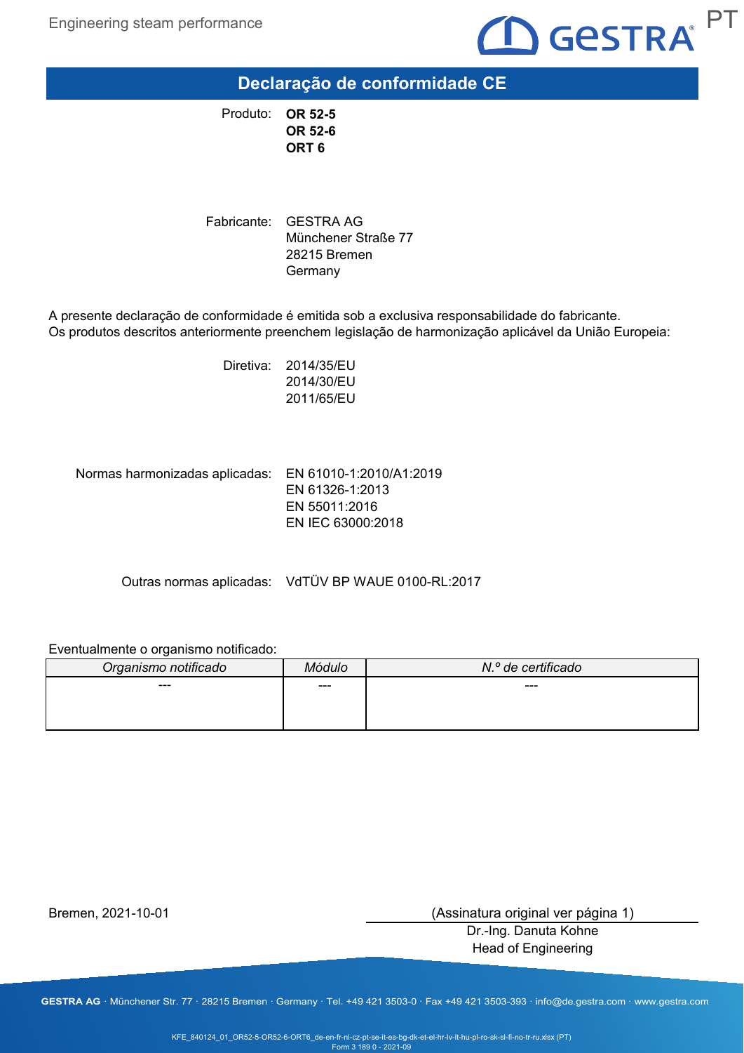# Declaração de conformidade CE

Produto: **OR 52-5**
**OR 52-6**
**ORT 6**

Fabricante: GESTRA AG
Münchener Straße 77
28215 Bremen
Germany

A presente declaração de conformidade é emitida sob a exclusiva responsabilidade do fabricante.
Os produtos descritos anteriormente preenchem legislação de harmonização aplicável da União Europeia:

Diretiva: 2014/35/EU
2014/30/EU
2011/65/EU

Normas harmonizadas aplicadas: EN 61010-1:2010/A1:2019
EN 61326-1:2013
EN 55011:2016
EN IEC 63000:2018

Outras normas aplicadas: VdTÜV BP WAUE 0100-RL:2017

Eventualmente o organismo notificado:

| *Organismo notificado* | *Módulo* | *N.º de certificado* |
|---|---|---|
| --- | --- | --- |

Bremen, 2021-10-01

(Assinatura original ver página 1)
Dr.-Ing. Danuta Kohne
Head of Engineering

KFE_840124_01_OR52-5-OR52-6-ORT6_de-en-fr-nl-cz-pt-se-it-es-bg-dk-et-el-hr-lv-lt-hu-pl-ro-sk-sl-fi-no-tr-ru.xlsx (PT)
Form 3 189 0 - 2021-09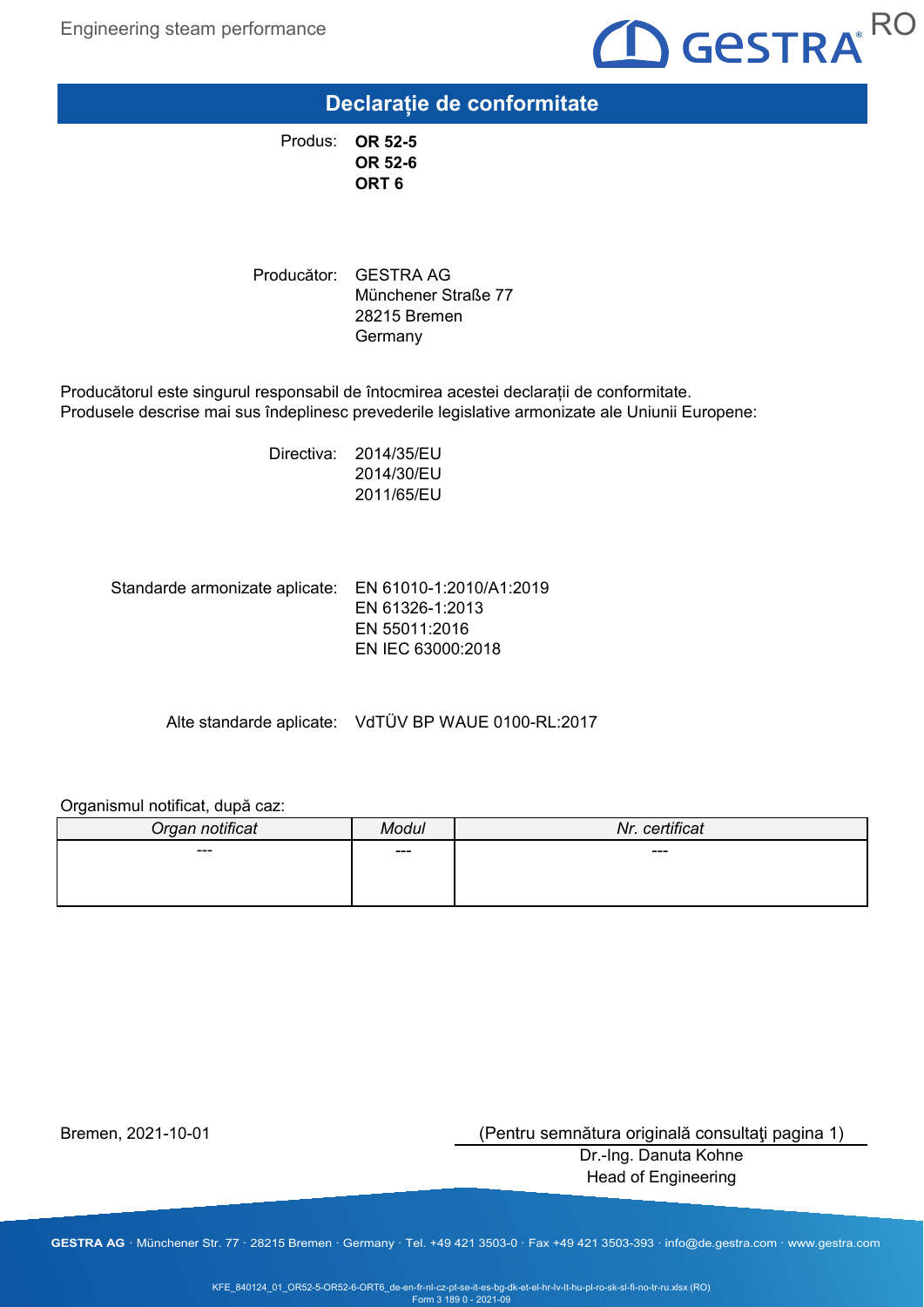# Declarație de conformitate

Produs: **OR 52-5**
**OR 52-6**
**ORT 6**

Producător: GESTRA AG
Münchener Straße 77
28215 Bremen
Germany

Producătorul este singurul responsabil de întocmirea acestei declarații de conformitate.
Produsele descrise mai sus îndeplinesc prevederile legislative armonizate ale Uniunii Europene:

Directiva: 2014/35/EU
2014/30/EU
2011/65/EU

Standarde armonizate aplicate: EN 61010-1:2010/A1:2019
EN 61326-1:2013
EN 55011:2016
EN IEC 63000:2018

Alte standarde aplicate: VdTÜV BP WAUE 0100-RL:2017

Organismul notificat, după caz:

| *Organ notificat* | *Modul* | *Nr. certificat* |
|---|---|---|
| --- | --- | --- |

Bremen, 2021-10-01

(Pentru semnătura originală consultaţi pagina 1)
Dr.-Ing. Danuta Kohne
Head of Engineering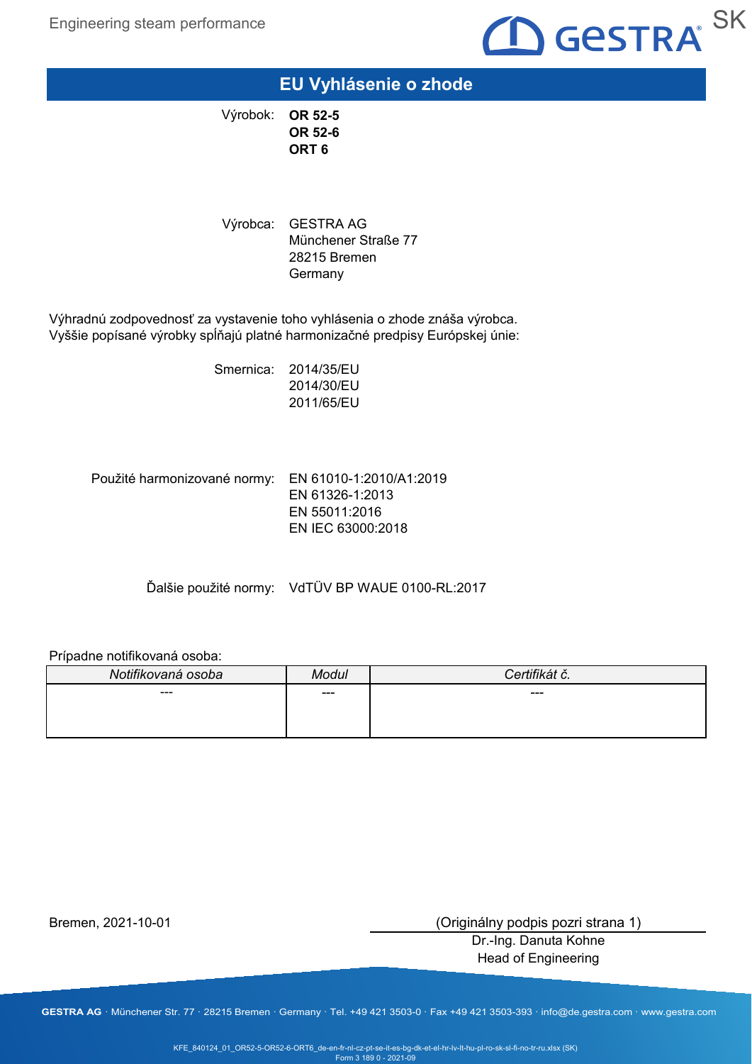# EU Vyhlásenie o zhode

Výrobok: **OR 52-5**
**OR 52-6**
**ORT 6**

Výrobca: GESTRA AG
Münchener Straße 77
28215 Bremen
Germany

Výhradnú zodpovednosť za vystavenie toho vyhlásenia o zhode znáša výrobca.
Vyššie popísané výrobky spĺňajú platné harmonizačné predpisy Európskej únie:

Smernica: 2014/35/EU
2014/30/EU
2011/65/EU

Použité harmonizované normy: EN 61010-1:2010/A1:2019
EN 61326-1:2013
EN 55011:2016
EN IEC 63000:2018

Ďalšie použité normy: VdTÜV BP WAUE 0100-RL:2017

Prípadne notifikovaná osoba:

| *Notifikovaná osoba* | *Modul* | *Certifikát č.* |
|---|---|---|
| --- | --- | --- |

Bremen, 2021-10-01

(Originálny podpis pozri strana 1)
Dr.-Ing. Danuta Kohne
Head of Engineering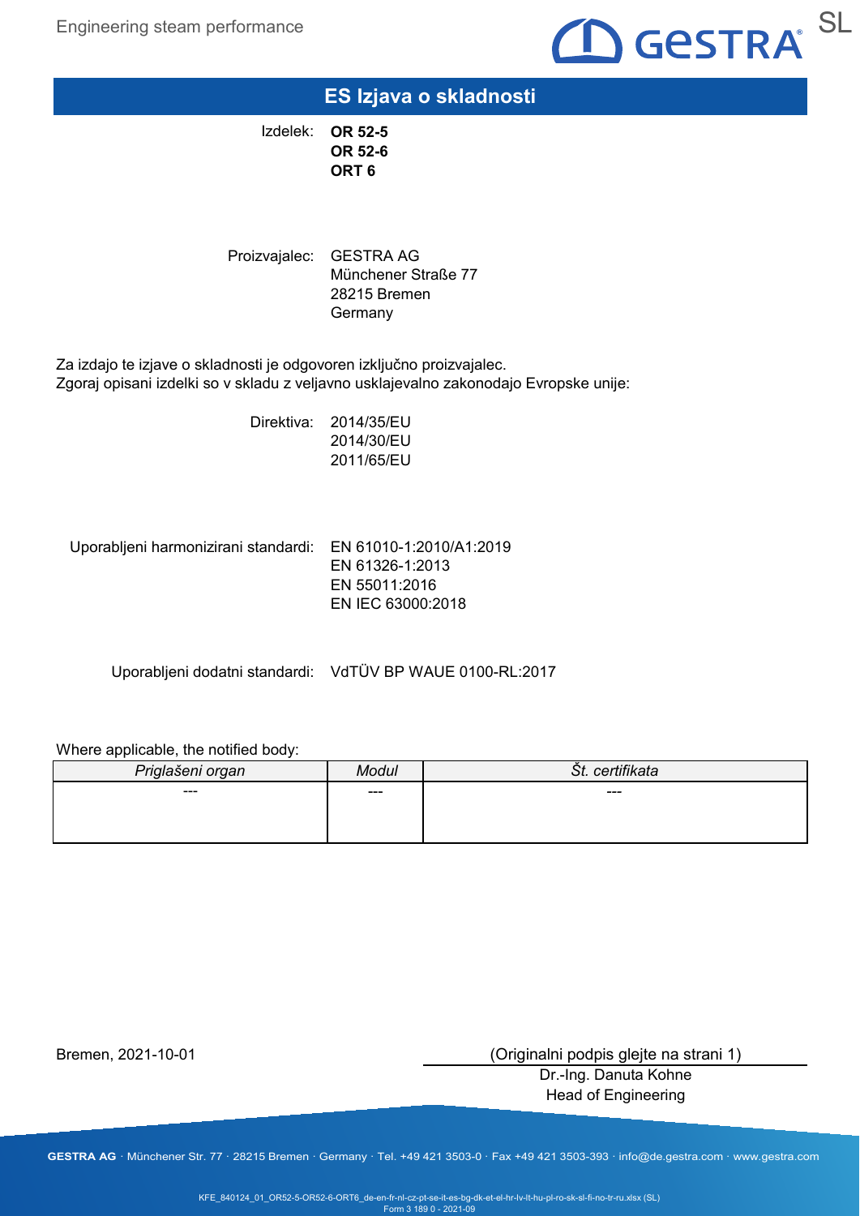# ES Izjava o skladnosti

Izdelek: **OR 52-5**
**OR 52-6**
**ORT 6**

Proizvajalec: GESTRA AG
Münchener Straße 77
28215 Bremen
Germany

Za izdajo te izjave o skladnosti je odgovoren izključno proizvajalec.
Zgoraj opisani izdelki so v skladu z veljavno usklajevalno zakonodajo Evropske unije:

Direktiva: 2014/35/EU
2014/30/EU
2011/65/EU

Uporabljeni harmonizirani standardi: EN 61010-1:2010/A1:2019
EN 61326-1:2013
EN 55011:2016
EN IEC 63000:2018

Uporabljeni dodatni standardi: VdTÜV BP WAUE 0100-RL:2017

Where applicable, the notified body:

| *Priglašeni organ* | *Modul* | *Št. certifikata* |
|---|---|---|
| --- | --- | --- |

Bremen, 2021-10-01

(Originalni podpis glejte na strani 1)
Dr.-Ing. Danuta Kohne
Head of Engineering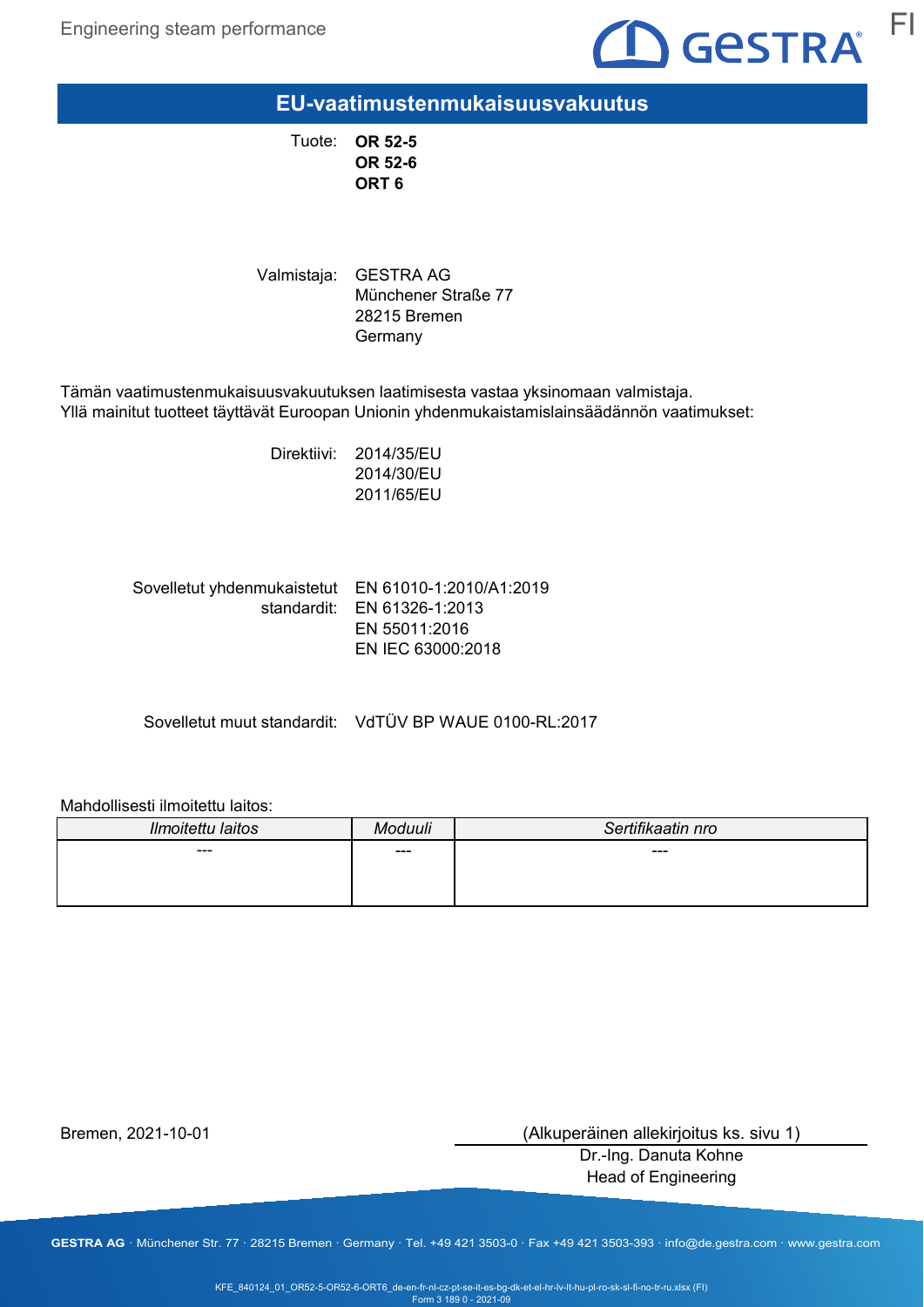# EU-vaatimustenmukaisuusvakuutus

Tuote: **OR 52-5**
**OR 52-6**
**ORT 6**

Valmistaja: GESTRA AG
Münchener Straße 77
28215 Bremen
Germany

Tämän vaatimustenmukaisuusvakuutuksen laatimisesta vastaa yksinomaan valmistaja.
Yllä mainitut tuotteet täyttävät Euroopan Unionin yhdenmukaistamislainsäädännön vaatimukset:

Direktiivi: 2014/35/EU
2014/30/EU
2011/65/EU

Sovelletut yhdenmukaistetut standardit: EN 61010-1:2010/A1:2019
EN 61326-1:2013
EN 55011:2016
EN IEC 63000:2018

Sovelletut muut standardit: VdTÜV BP WAUE 0100-RL:2017

Mahdollisesti ilmoitettu laitos:

| *Ilmoitettu laitos* | *Moduuli* | *Sertifikaatin nro* |
|---|---|---|
| --- | --- | --- |

Bremen, 2021-10-01

(Alkuperäinen allekirjoitus ks. sivu 1)
Dr.-Ing. Danuta Kohne
Head of Engineering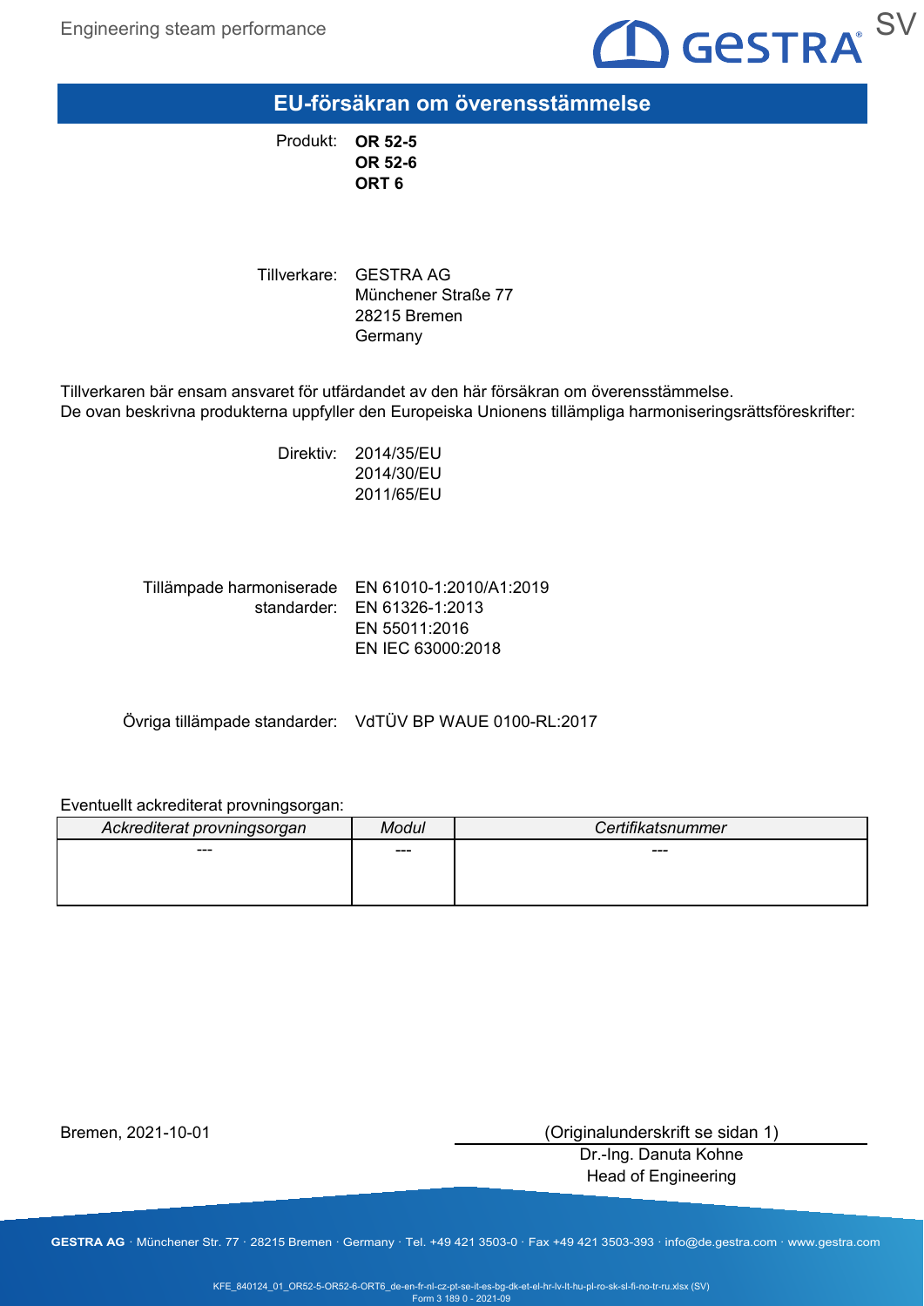# EU-försäkran om överensstämmelse

Produkt: **OR 52-5**
**OR 52-6**
**ORT 6**

Tillverkare: GESTRA AG
Münchener Straße 77
28215 Bremen
Germany

Tillverkaren bär ensam ansvaret för utfärdandet av den här försäkran om överensstämmelse.
De ovan beskrivna produkterna uppfyller den Europeiska Unionens tillämpliga harmoniseringsrättsföreskrifter:

Direktiv: 2014/35/EU
2014/30/EU
2011/65/EU

Tillämpade harmoniserade standarder: EN 61010-1:2010/A1:2019
EN 61326-1:2013
EN 55011:2016
EN IEC 63000:2018

Övriga tillämpade standarder: VdTÜV BP WAUE 0100-RL:2017

Eventuellt ackrediterat provningsorgan:

| *Ackrediterat provningsorgan* | *Modul* | *Certifikatsnummer* |
|---|---|---|
| --- | --- | --- |

Bremen, 2021-10-01

(Originalunderskrift se sidan 1)
Dr.-Ing. Danuta Kohne
Head of Engineering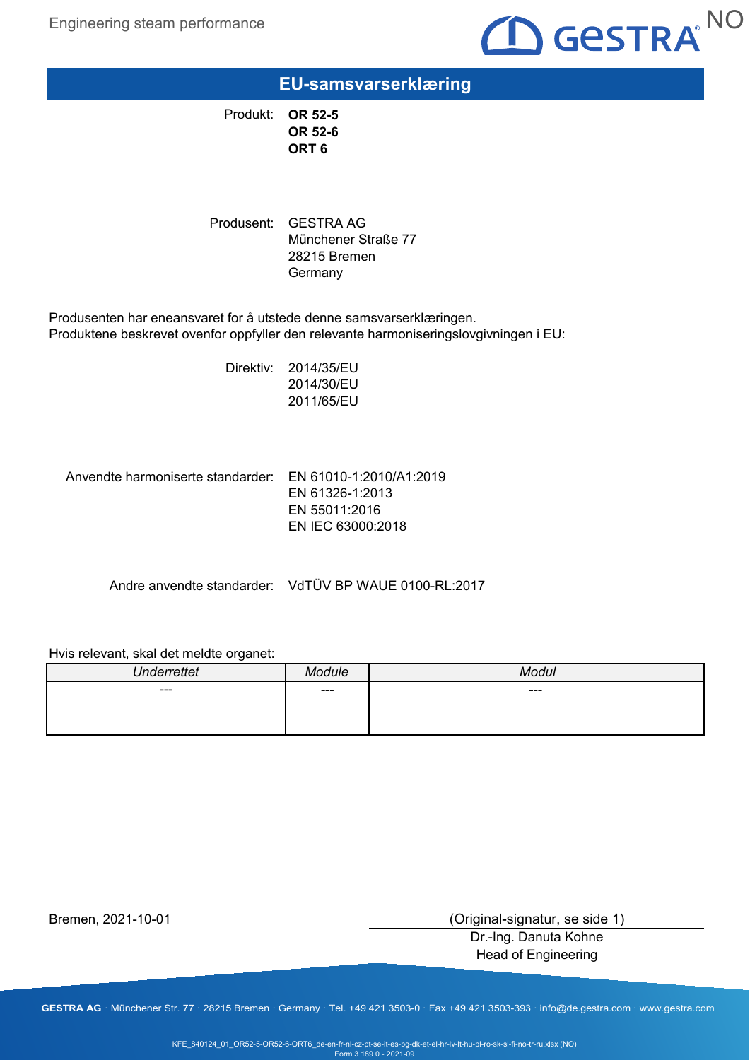# EU-samsvarserklæring

Produkt: **OR 52-5**
**OR 52-6**
**ORT 6**

Produsent: GESTRA AG
Münchener Straße 77
28215 Bremen
Germany

Produsenten har eneansvaret for å utstede denne samsvarserklæringen.
Produktene beskrevet ovenfor oppfyller den relevante harmoniseringslovgivningen i EU:

Direktiv: 2014/35/EU
2014/30/EU
2011/65/EU

Anvendte harmoniserte standarder: EN 61010-1:2010/A1:2019
EN 61326-1:2013
EN 55011:2016
EN IEC 63000:2018

Andre anvendte standarder: VdTÜV BP WAUE 0100-RL:2017

Hvis relevant, skal det meldte organet:

| *Underrettet* | *Module* | *Modul* |
|---|---|---|
| --- | --- | --- |

Bremen, 2021-10-01

(Original-signatur, se side 1)
Dr.-Ing. Danuta Kohne
Head of Engineering

**GESTRA AG** · Münchener Str. 77 · 28215 Bremen · Germany · Tel. +49 421 3503-0 · Fax +49 421 3503-393 · info@de.gestra.com · www.gestra.com

KFE_840124_01_OR52-5-OR52-6-ORT6_de-en-fr-nl-cz-pt-se-it-es-bg-dk-et-el-hr-lv-lt-hu-pl-ro-sk-sl-fi-no-tr-ru.xlsx (NO)
Form 3 189 0 - 2021-09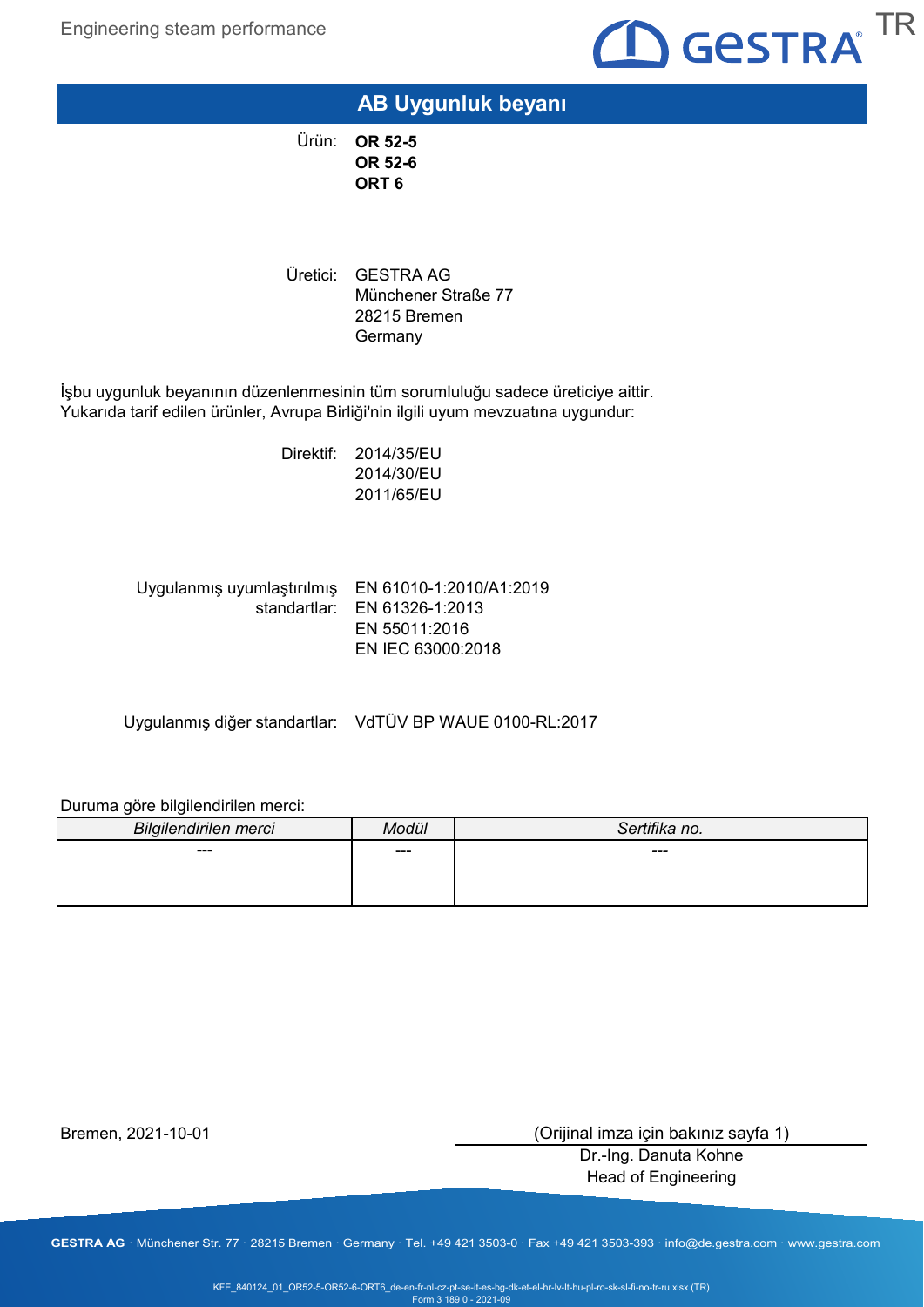# AB Uygunluk beyanı

Ürün: **OR 52-5**
**OR 52-6**
**ORT 6**

Üretici: GESTRA AG
Münchener Straße 77
28215 Bremen
Germany

İşbu uygunluk beyanının düzenlenmesinin tüm sorumluluğu sadece üreticiye aittir.
Yukarıda tarif edilen ürünler, Avrupa Birliği'nin ilgili uyum mevzuatına uygundur:

Direktif: 2014/35/EU
2014/30/EU
2011/65/EU

Uygulanmış uyumlaştırılmış standartlar: EN 61010-1:2010/A1:2019
EN 61326-1:2013
EN 55011:2016
EN IEC 63000:2018

Uygulanmış diğer standartlar: VdTÜV BP WAUE 0100-RL:2017

Duruma göre bilgilendirilen merci:

| *Bilgilendirilen merci* | *Modül* | *Sertifika no.* |
|---|---|---|
| --- | --- | --- |

Bremen, 2021-10-01

(Orijinal imza için bakınız sayfa 1)
Dr.-Ing. Danuta Kohne
Head of Engineering

KFE_840124_01_OR52-5-OR52-6-ORT6_de-en-fr-nl-cz-pt-se-it-es-bg-dk-et-el-hr-lv-lt-hu-pl-ro-sk-sl-fi-no-tr-ru.xlsx (TR)
Form 3 189 0 - 2021-09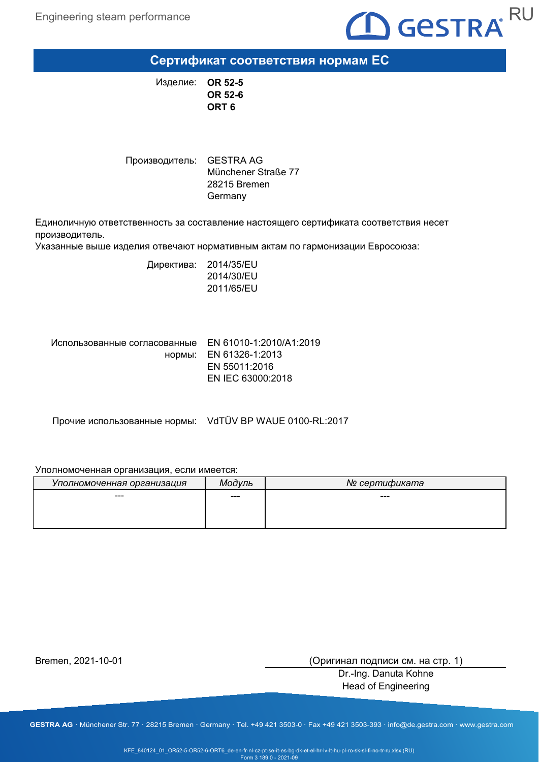# Сертификат соответствия нормам ЕС

Изделие: **OR 52-5**
**OR 52-6**
**ORT 6**

Производитель: GESTRA AG
Münchener Straße 77
28215 Bremen
Germany

Единоличную ответственность за составление настоящего сертификата соответствия несет производитель.
Указанные выше изделия отвечают нормативным актам по гармонизации Евросоюза:

Директива: 2014/35/EU
2014/30/EU
2011/65/EU

Использованные согласованные нормы: EN 61010-1:2010/A1:2019
EN 61326-1:2013
EN 55011:2016
EN IEC 63000:2018

Прочие использованные нормы: VdTÜV BP WAUE 0100-RL:2017

Уполномоченная организация, если имеется:

| *Уполномоченная организация* | *Модуль* | *№ сертификата* |
|---|---|---|
| --- | --- | --- |

Bremen, 2021-10-01

(Оригинал подписи см. на стр. 1)
Dr.-Ing. Danuta Kohne
Head of Engineering

**GESTRA AG** · Münchener Str. 77 · 28215 Bremen · Germany · Tel. +49 421 3503-0 · Fax +49 421 3503-393 · info@de.gestra.com · www.gestra.com

KFE_840124_01_OR52-5-OR52-6-ORT6_de-en-fr-nl-cz-pt-se-it-es-bg-dk-et-el-hr-lv-lt-hu-pl-ro-sk-sl-fi-no-tr-ru.xlsx (RU)
Form 3 189 0 - 2021-09